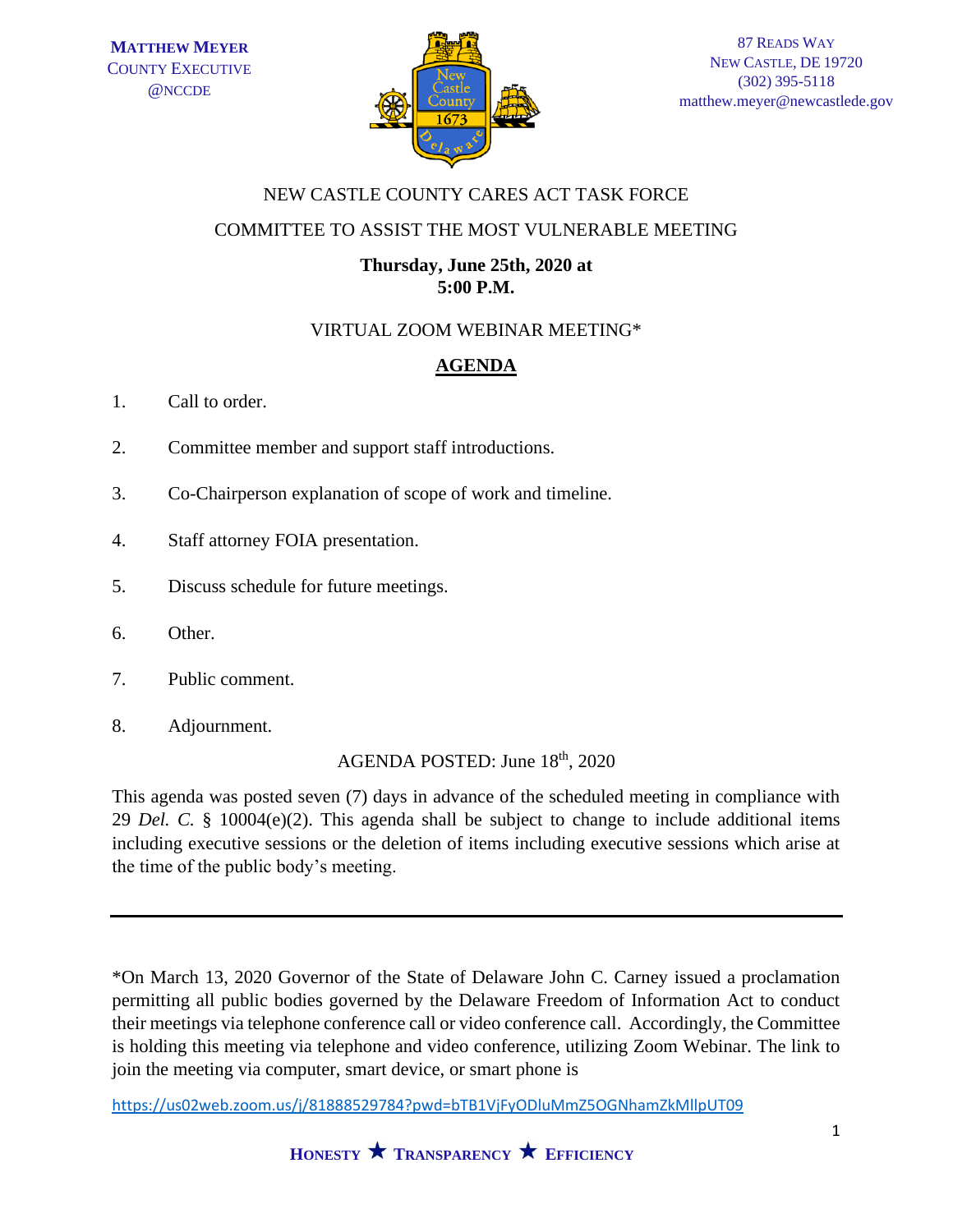MATTHEW MEYER
COUNTY EXECUTIVE
@NCCDE

87 READS WAY
NEW CASTLE, DE 19720
(302) 395-5118
matthew.meyer@newcastlede.gov

NEW CASTLE COUNTY CARES ACT TASK FORCE

COMMITTEE TO ASSIST THE MOST VULNERABLE MEETING

**Thursday, June 25th, 2020 at**
**5:00 P.M.**

VIRTUAL ZOOM WEBINAR MEETING*

## AGENDA

1. Call to order.
2. Committee member and support staff introductions.
3. Co-Chairperson explanation of scope of work and timeline.
4. Staff attorney FOIA presentation.
5. Discuss schedule for future meetings.
6. Other.
7. Public comment.
8. Adjournment.

AGENDA POSTED: June 18th, 2020

This agenda was posted seven (7) days in advance of the scheduled meeting in compliance with 29 *Del. C.* § 10004(e)(2). This agenda shall be subject to change to include additional items including executive sessions or the deletion of items including executive sessions which arise at the time of the public body's meeting.

---

*On March 13, 2020 Governor of the State of Delaware John C. Carney issued a proclamation permitting all public bodies governed by the Delaware Freedom of Information Act to conduct their meetings via telephone conference call or video conference call. Accordingly, the Committee is holding this meeting via telephone and video conference, utilizing Zoom Webinar. The link to join the meeting via computer, smart device, or smart phone is

https://us02web.zoom.us/j/81888529784?pwd=bTB1VjFyODluMmZ5OGNhamZkMllpUT09

HONESTY ★ TRANSPARENCY ★ EFFICIENCY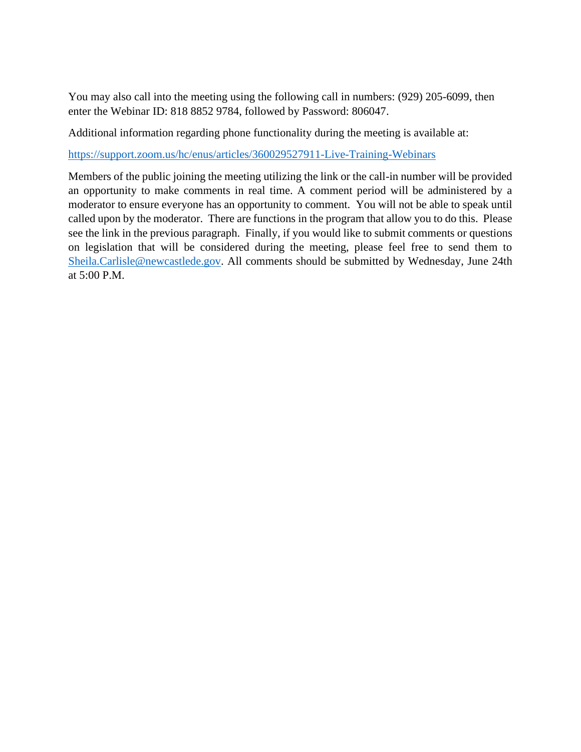You may also call into the meeting using the following call in numbers: (929) 205-6099, then enter the Webinar ID: 818 8852 9784, followed by Password: 806047.

Additional information regarding phone functionality during the meeting is available at:

https://support.zoom.us/hc/enus/articles/360029527911-Live-Training-Webinars

Members of the public joining the meeting utilizing the link or the call-in number will be provided an opportunity to make comments in real time. A comment period will be administered by a moderator to ensure everyone has an opportunity to comment. You will not be able to speak until called upon by the moderator. There are functions in the program that allow you to do this. Please see the link in the previous paragraph. Finally, if you would like to submit comments or questions on legislation that will be considered during the meeting, please feel free to send them to Sheila.Carlisle@newcastlede.gov. All comments should be submitted by Wednesday, June 24th at 5:00 P.M.